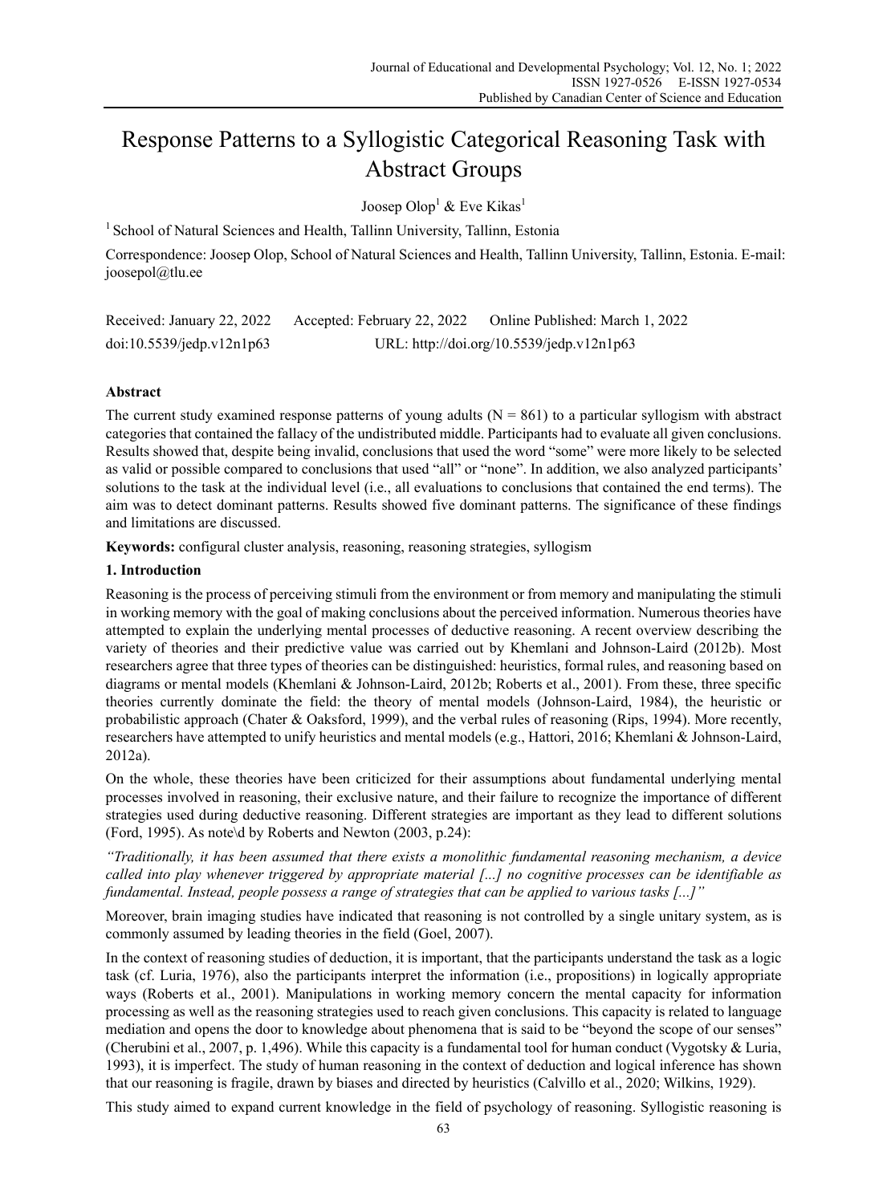# Response Patterns to a Syllogistic Categorical Reasoning Task with Abstract Groups

Joosep Olop[1] & Eve Kikas[1]

[1] School of Natural Sciences and Health, Tallinn University, Tallinn, Estonia

Correspondence: Joosep Olop, School of Natural Sciences and Health, Tallinn University, Tallinn, Estonia. E-mail: joosepol@tlu.ee

Received: January 22, 2022 Accepted: February 22, 2022 Online Published: March 1, 2022

doi:10.5539/jedp.v12n1p63 URL: http://doi.org/10.5539/jedp.v12n1p63

## Abstract

The current study examined response patterns of young adults (N = 861) to a particular syllogism with abstract categories that contained the fallacy of the undistributed middle. Participants had to evaluate all given conclusions. Results showed that, despite being invalid, conclusions that used the word "some" were more likely to be selected as valid or possible compared to conclusions that used "all" or "none". In addition, we also analyzed participants' solutions to the task at the individual level (i.e., all evaluations to conclusions that contained the end terms). The aim was to detect dominant patterns. Results showed five dominant patterns. The significance of these findings and limitations are discussed.

**Keywords:** configural cluster analysis, reasoning, reasoning strategies, syllogism

## 1. Introduction

Reasoning is the process of perceiving stimuli from the environment or from memory and manipulating the stimuli in working memory with the goal of making conclusions about the perceived information. Numerous theories have attempted to explain the underlying mental processes of deductive reasoning. A recent overview describing the variety of theories and their predictive value was carried out by Khemlani and Johnson-Laird (2012b). Most researchers agree that three types of theories can be distinguished: heuristics, formal rules, and reasoning based on diagrams or mental models (Khemlani & Johnson-Laird, 2012b; Roberts et al., 2001). From these, three specific theories currently dominate the field: the theory of mental models (Johnson-Laird, 1984), the heuristic or probabilistic approach (Chater & Oaksford, 1999), and the verbal rules of reasoning (Rips, 1994). More recently, researchers have attempted to unify heuristics and mental models (e.g., Hattori, 2016; Khemlani & Johnson-Laird, 2012a).

On the whole, these theories have been criticized for their assumptions about fundamental underlying mental processes involved in reasoning, their exclusive nature, and their failure to recognize the importance of different strategies used during deductive reasoning. Different strategies are important as they lead to different solutions (Ford, 1995). As note\d by Roberts and Newton (2003, p.24):

*"Traditionally, it has been assumed that there exists a monolithic fundamental reasoning mechanism, a device called into play whenever triggered by appropriate material [...] no cognitive processes can be identifiable as fundamental. Instead, people possess a range of strategies that can be applied to various tasks [...]"*

Moreover, brain imaging studies have indicated that reasoning is not controlled by a single unitary system, as is commonly assumed by leading theories in the field (Goel, 2007).

In the context of reasoning studies of deduction, it is important, that the participants understand the task as a logic task (cf. Luria, 1976), also the participants interpret the information (i.e., propositions) in logically appropriate ways (Roberts et al., 2001). Manipulations in working memory concern the mental capacity for information processing as well as the reasoning strategies used to reach given conclusions. This capacity is related to language mediation and opens the door to knowledge about phenomena that is said to be "beyond the scope of our senses" (Cherubini et al., 2007, p. 1,496). While this capacity is a fundamental tool for human conduct (Vygotsky & Luria, 1993), it is imperfect. The study of human reasoning in the context of deduction and logical inference has shown that our reasoning is fragile, drawn by biases and directed by heuristics (Calvillo et al., 2020; Wilkins, 1929).

This study aimed to expand current knowledge in the field of psychology of reasoning. Syllogistic reasoning is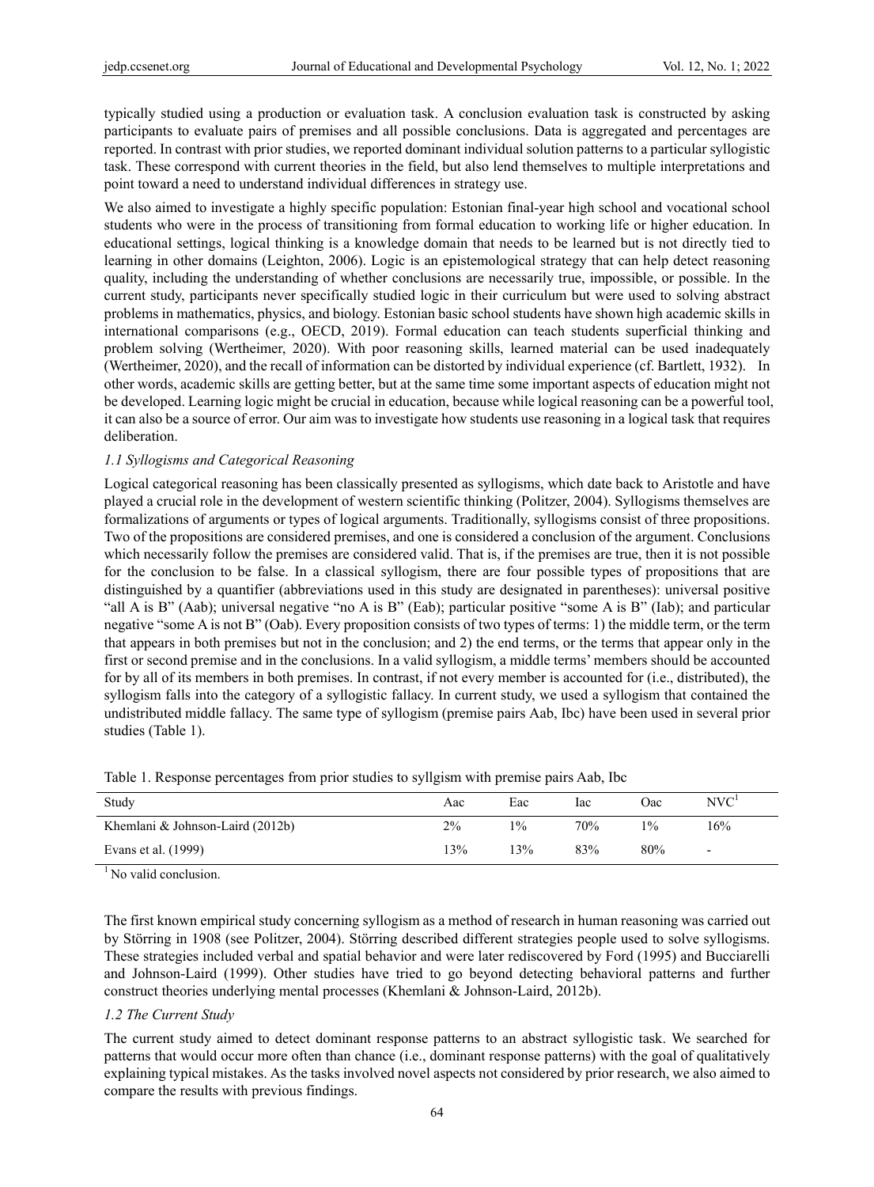typically studied using a production or evaluation task. A conclusion evaluation task is constructed by asking participants to evaluate pairs of premises and all possible conclusions. Data is aggregated and percentages are reported. In contrast with prior studies, we reported dominant individual solution patterns to a particular syllogistic task. These correspond with current theories in the field, but also lend themselves to multiple interpretations and point toward a need to understand individual differences in strategy use.

We also aimed to investigate a highly specific population: Estonian final-year high school and vocational school students who were in the process of transitioning from formal education to working life or higher education. In educational settings, logical thinking is a knowledge domain that needs to be learned but is not directly tied to learning in other domains (Leighton, 2006). Logic is an epistemological strategy that can help detect reasoning quality, including the understanding of whether conclusions are necessarily true, impossible, or possible. In the current study, participants never specifically studied logic in their curriculum but were used to solving abstract problems in mathematics, physics, and biology. Estonian basic school students have shown high academic skills in international comparisons (e.g., OECD, 2019). Formal education can teach students superficial thinking and problem solving (Wertheimer, 2020). With poor reasoning skills, learned material can be used inadequately (Wertheimer, 2020), and the recall of information can be distorted by individual experience (cf. Bartlett, 1932). In other words, academic skills are getting better, but at the same time some important aspects of education might not be developed. Learning logic might be crucial in education, because while logical reasoning can be a powerful tool, it can also be a source of error. Our aim was to investigate how students use reasoning in a logical task that requires deliberation.

### *1.1 Syllogisms and Categorical Reasoning*

Logical categorical reasoning has been classically presented as syllogisms, which date back to Aristotle and have played a crucial role in the development of western scientific thinking (Politzer, 2004). Syllogisms themselves are formalizations of arguments or types of logical arguments. Traditionally, syllogisms consist of three propositions. Two of the propositions are considered premises, and one is considered a conclusion of the argument. Conclusions which necessarily follow the premises are considered valid. That is, if the premises are true, then it is not possible for the conclusion to be false. In a classical syllogism, there are four possible types of propositions that are distinguished by a quantifier (abbreviations used in this study are designated in parentheses): universal positive "all A is B" (Aab); universal negative "no A is B" (Eab); particular positive "some A is B" (Iab); and particular negative "some A is not B" (Oab). Every proposition consists of two types of terms: 1) the middle term, or the term that appears in both premises but not in the conclusion; and 2) the end terms, or the terms that appear only in the first or second premise and in the conclusions. In a valid syllogism, a middle terms' members should be accounted for by all of its members in both premises. In contrast, if not every member is accounted for (i.e., distributed), the syllogism falls into the category of a syllogistic fallacy. In current study, we used a syllogism that contained the undistributed middle fallacy. The same type of syllogism (premise pairs Aab, Ibc) have been used in several prior studies (Table 1).

Table 1. Response percentages from prior studies to syllgism with premise pairs Aab, Ibc

| Study | Aac | Eac | Iac | Oac | NVC[1] |
|---|---|---|---|---|---|
| Khemlani & Johnson-Laird (2012b) | 2% | 1% | 70% | 1% | 16% |
| Evans et al. (1999) | 13% | 13% | 83% | 80% | - |

[1] No valid conclusion.

The first known empirical study concerning syllogism as a method of research in human reasoning was carried out by Störring in 1908 (see Politzer, 2004). Störring described different strategies people used to solve syllogisms. These strategies included verbal and spatial behavior and were later rediscovered by Ford (1995) and Bucciarelli and Johnson-Laird (1999). Other studies have tried to go beyond detecting behavioral patterns and further construct theories underlying mental processes (Khemlani & Johnson-Laird, 2012b).

### *1.2 The Current Study*

The current study aimed to detect dominant response patterns to an abstract syllogistic task. We searched for patterns that would occur more often than chance (i.e., dominant response patterns) with the goal of qualitatively explaining typical mistakes. As the tasks involved novel aspects not considered by prior research, we also aimed to compare the results with previous findings.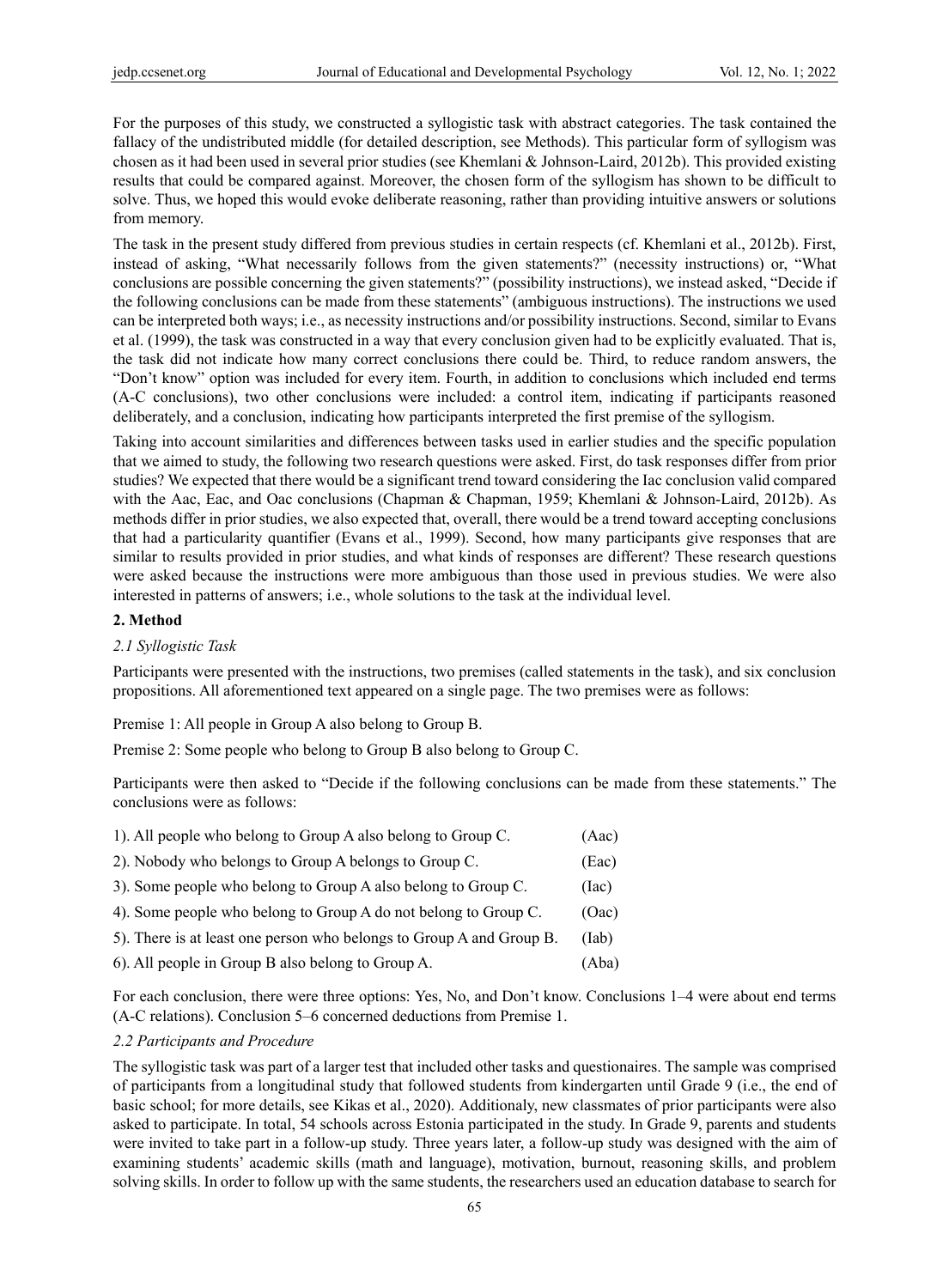For the purposes of this study, we constructed a syllogistic task with abstract categories. The task contained the fallacy of the undistributed middle (for detailed description, see Methods). This particular form of syllogism was chosen as it had been used in several prior studies (see Khemlani & Johnson-Laird, 2012b). This provided existing results that could be compared against. Moreover, the chosen form of the syllogism has shown to be difficult to solve. Thus, we hoped this would evoke deliberate reasoning, rather than providing intuitive answers or solutions from memory.

The task in the present study differed from previous studies in certain respects (cf. Khemlani et al., 2012b). First, instead of asking, "What necessarily follows from the given statements?" (necessity instructions) or, "What conclusions are possible concerning the given statements?" (possibility instructions), we instead asked, "Decide if the following conclusions can be made from these statements" (ambiguous instructions). The instructions we used can be interpreted both ways; i.e., as necessity instructions and/or possibility instructions. Second, similar to Evans et al. (1999), the task was constructed in a way that every conclusion given had to be explicitly evaluated. That is, the task did not indicate how many correct conclusions there could be. Third, to reduce random answers, the "Don't know" option was included for every item. Fourth, in addition to conclusions which included end terms (A-C conclusions), two other conclusions were included: a control item, indicating if participants reasoned deliberately, and a conclusion, indicating how participants interpreted the first premise of the syllogism.

Taking into account similarities and differences between tasks used in earlier studies and the specific population that we aimed to study, the following two research questions were asked. First, do task responses differ from prior studies? We expected that there would be a significant trend toward considering the Iac conclusion valid compared with the Aac, Eac, and Oac conclusions (Chapman & Chapman, 1959; Khemlani & Johnson-Laird, 2012b). As methods differ in prior studies, we also expected that, overall, there would be a trend toward accepting conclusions that had a particularity quantifier (Evans et al., 1999). Second, how many participants give responses that are similar to results provided in prior studies, and what kinds of responses are different? These research questions were asked because the instructions were more ambiguous than those used in previous studies. We were also interested in patterns of answers; i.e., whole solutions to the task at the individual level.

## 2. Method

### *2.1 Syllogistic Task*

Participants were presented with the instructions, two premises (called statements in the task), and six conclusion propositions. All aforementioned text appeared on a single page. The two premises were as follows:

Premise 1: All people in Group A also belong to Group B.

Premise 2: Some people who belong to Group B also belong to Group C.

Participants were then asked to "Decide if the following conclusions can be made from these statements." The conclusions were as follows:

| | |
|---|---|
| 1). All people who belong to Group A also belong to Group C. | (Aac) |
| 2). Nobody who belongs to Group A belongs to Group C. | (Eac) |
| 3). Some people who belong to Group A also belong to Group C. | (Iac) |
| 4). Some people who belong to Group A do not belong to Group C. | (Oac) |
| 5). There is at least one person who belongs to Group A and Group B. | (Iab) |
| 6). All people in Group B also belong to Group A. | (Aba) |

For each conclusion, there were three options: Yes, No, and Don't know. Conclusions 1–4 were about end terms (A-C relations). Conclusion 5–6 concerned deductions from Premise 1.

### *2.2 Participants and Procedure*

The syllogistic task was part of a larger test that included other tasks and questionaires. The sample was comprised of participants from a longitudinal study that followed students from kindergarten until Grade 9 (i.e., the end of basic school; for more details, see Kikas et al., 2020). Additionaly, new classmates of prior participants were also asked to participate. In total, 54 schools across Estonia participated in the study. In Grade 9, parents and students were invited to take part in a follow-up study. Three years later, a follow-up study was designed with the aim of examining students' academic skills (math and language), motivation, burnout, reasoning skills, and problem solving skills. In order to follow up with the same students, the researchers used an education database to search for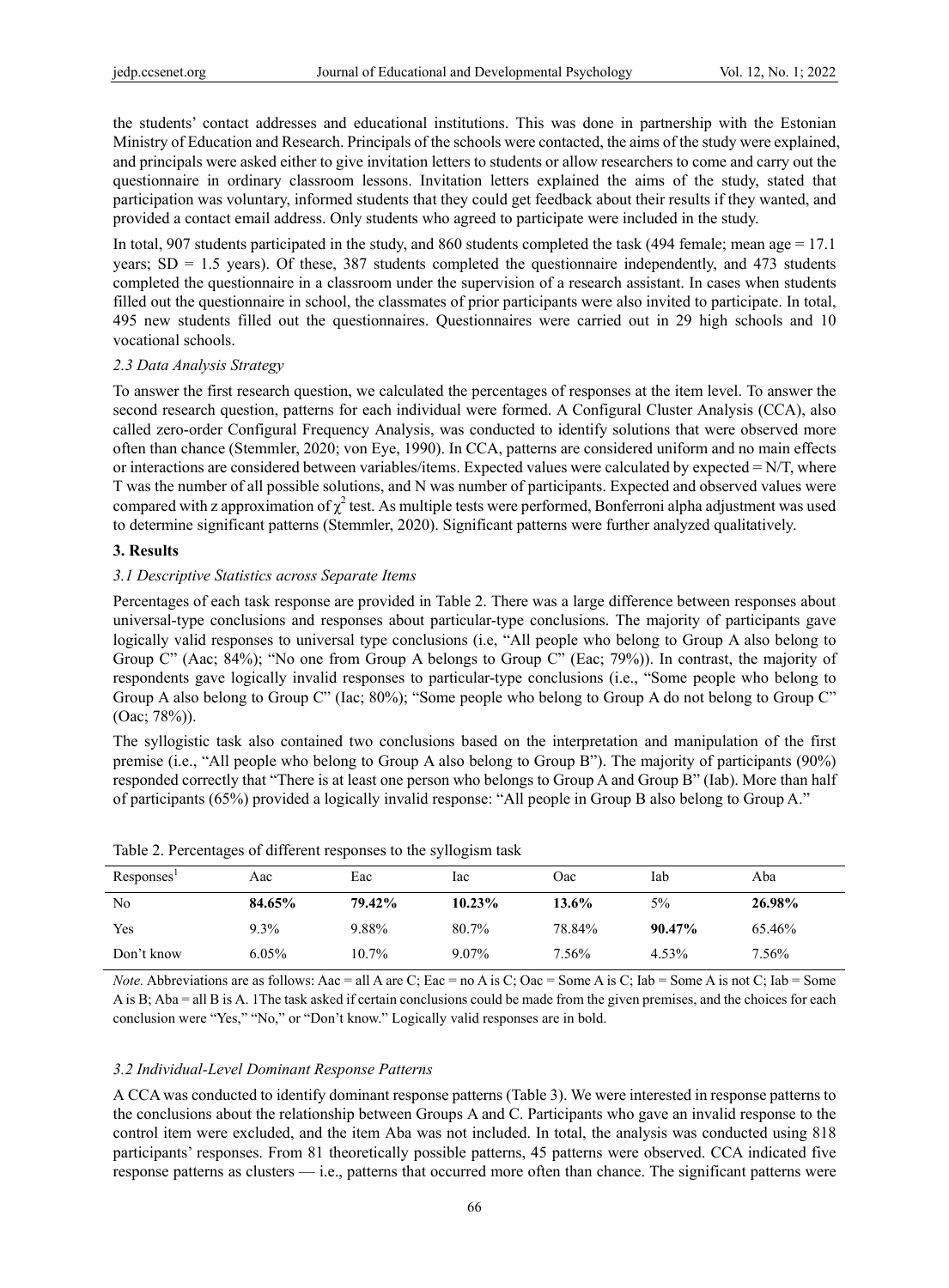the students' contact addresses and educational institutions. This was done in partnership with the Estonian Ministry of Education and Research. Principals of the schools were contacted, the aims of the study were explained, and principals were asked either to give invitation letters to students or allow researchers to come and carry out the questionnaire in ordinary classroom lessons. Invitation letters explained the aims of the study, stated that participation was voluntary, informed students that they could get feedback about their results if they wanted, and provided a contact email address. Only students who agreed to participate were included in the study.

In total, 907 students participated in the study, and 860 students completed the task (494 female; mean age = 17.1 years; SD = 1.5 years). Of these, 387 students completed the questionnaire independently, and 473 students completed the questionnaire in a classroom under the supervision of a research assistant. In cases when students filled out the questionnaire in school, the classmates of prior participants were also invited to participate. In total, 495 new students filled out the questionnaires. Questionnaires were carried out in 29 high schools and 10 vocational schools.

### *2.3 Data Analysis Strategy*

To answer the first research question, we calculated the percentages of responses at the item level. To answer the second research question, patterns for each individual were formed. A Configural Cluster Analysis (CCA), also called zero-order Configural Frequency Analysis, was conducted to identify solutions that were observed more often than chance (Stemmler, 2020; von Eye, 1990). In CCA, patterns are considered uniform and no main effects or interactions are considered between variables/items. Expected values were calculated by expected = N/T, where T was the number of all possible solutions, and N was number of participants. Expected and observed values were compared with z approximation of $\chi^2$ test. As multiple tests were performed, Bonferroni alpha adjustment was used to determine significant patterns (Stemmler, 2020). Significant patterns were further analyzed qualitatively.

## **3. Results**

### *3.1 Descriptive Statistics across Separate Items*

Percentages of each task response are provided in Table 2. There was a large difference between responses about universal-type conclusions and responses about particular-type conclusions. The majority of participants gave logically valid responses to universal type conclusions (i.e, "All people who belong to Group A also belong to Group C" (Aac; 84%); "No one from Group A belongs to Group C" (Eac; 79%)). In contrast, the majority of respondents gave logically invalid responses to particular-type conclusions (i.e., "Some people who belong to Group A also belong to Group C" (Iac; 80%); "Some people who belong to Group A do not belong to Group C" (Oac; 78%)).

The syllogistic task also contained two conclusions based on the interpretation and manipulation of the first premise (i.e., "All people who belong to Group A also belong to Group B"). The majority of participants (90%) responded correctly that "There is at least one person who belongs to Group A and Group B" (Iab). More than half of participants (65%) provided a logically invalid response: "All people in Group B also belong to Group A."

Table 2. Percentages of different responses to the syllogism task

| Responses[1] | Aac | Eac | Iac | Oac | Iab | Aba |
|---|---|---|---|---|---|---|
| No | **84.65%** | **79.42%** | **10.23%** | **13.6%** | 5% | **26.98%** |
| Yes | 9.3% | 9.88% | 80.7% | 78.84% | **90.47%** | 65.46% |
| Don't know | 6.05% | 10.7% | 9.07% | 7.56% | 4.53% | 7.56% |

*Note.* Abbreviations are as follows: Aac = all A are C; Eac = no A is C; Oac = Some A is C; Iab = Some A is not C; Iab = Some A is B; Aba = all B is A. 1The task asked if certain conclusions could be made from the given premises, and the choices for each conclusion were "Yes," "No," or "Don't know." Logically valid responses are in bold.

### *3.2 Individual-Level Dominant Response Patterns*

A CCA was conducted to identify dominant response patterns (Table 3). We were interested in response patterns to the conclusions about the relationship between Groups A and C. Participants who gave an invalid response to the control item were excluded, and the item Aba was not included. In total, the analysis was conducted using 818 participants' responses. From 81 theoretically possible patterns, 45 patterns were observed. CCA indicated five response patterns as clusters — i.e., patterns that occurred more often than chance. The significant patterns were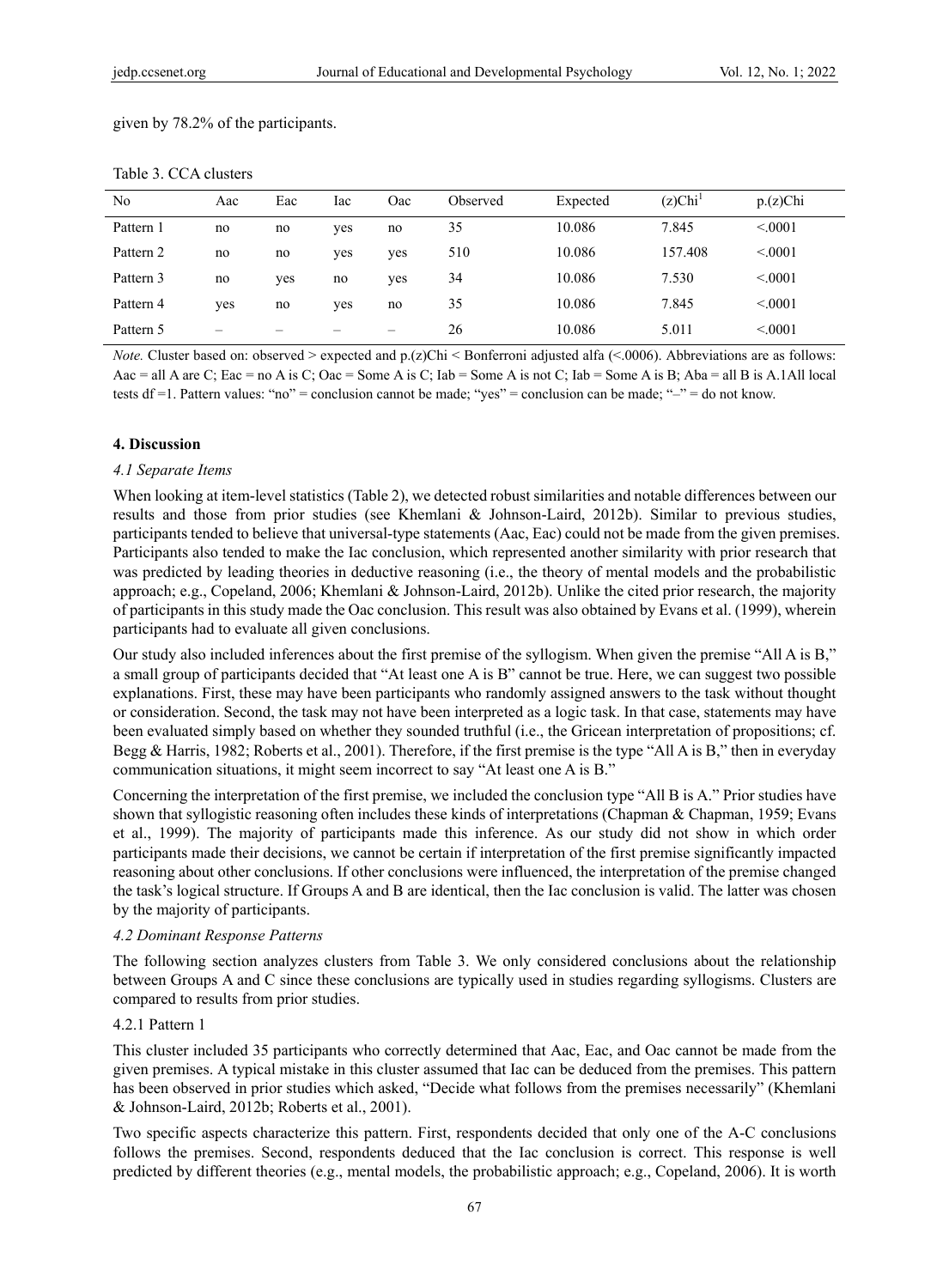given by 78.2% of the participants.

Table 3. CCA clusters

| No | Aac | Eac | Iac | Oac | Observed | Expected | (z)Chi[1] | p.(z)Chi |
|---|---|---|---|---|---|---|---|---|
| Pattern 1 | no | no | yes | no | 35 | 10.086 | 7.845 | <.0001 |
| Pattern 2 | no | no | yes | yes | 510 | 10.086 | 157.408 | <.0001 |
| Pattern 3 | no | yes | no | yes | 34 | 10.086 | 7.530 | <.0001 |
| Pattern 4 | yes | no | yes | no | 35 | 10.086 | 7.845 | <.0001 |
| Pattern 5 | – | – | – | – | 26 | 10.086 | 5.011 | <.0001 |

*Note.* Cluster based on: observed > expected and p.(z)Chi < Bonferroni adjusted alfa (<.0006). Abbreviations are as follows: Aac = all A are C; Eac = no A is C; Oac = Some A is C; Iab = Some A is not C; Iab = Some A is B; Aba = all B is A.1All local tests df =1. Pattern values: "no" = conclusion cannot be made; "yes" = conclusion can be made; "–" = do not know.

## 4. Discussion

### 4.1 Separate Items

When looking at item-level statistics (Table 2), we detected robust similarities and notable differences between our results and those from prior studies (see Khemlani & Johnson-Laird, 2012b). Similar to previous studies, participants tended to believe that universal-type statements (Aac, Eac) could not be made from the given premises. Participants also tended to make the Iac conclusion, which represented another similarity with prior research that was predicted by leading theories in deductive reasoning (i.e., the theory of mental models and the probabilistic approach; e.g., Copeland, 2006; Khemlani & Johnson-Laird, 2012b). Unlike the cited prior research, the majority of participants in this study made the Oac conclusion. This result was also obtained by Evans et al. (1999), wherein participants had to evaluate all given conclusions.

Our study also included inferences about the first premise of the syllogism. When given the premise "All A is B," a small group of participants decided that "At least one A is B" cannot be true. Here, we can suggest two possible explanations. First, these may have been participants who randomly assigned answers to the task without thought or consideration. Second, the task may not have been interpreted as a logic task. In that case, statements may have been evaluated simply based on whether they sounded truthful (i.e., the Gricean interpretation of propositions; cf. Begg & Harris, 1982; Roberts et al., 2001). Therefore, if the first premise is the type "All A is B," then in everyday communication situations, it might seem incorrect to say "At least one A is B."

Concerning the interpretation of the first premise, we included the conclusion type "All B is A." Prior studies have shown that syllogistic reasoning often includes these kinds of interpretations (Chapman & Chapman, 1959; Evans et al., 1999). The majority of participants made this inference. As our study did not show in which order participants made their decisions, we cannot be certain if interpretation of the first premise significantly impacted reasoning about other conclusions. If other conclusions were influenced, the interpretation of the premise changed the task's logical structure. If Groups A and B are identical, then the Iac conclusion is valid. The latter was chosen by the majority of participants.

### 4.2 Dominant Response Patterns

The following section analyzes clusters from Table 3. We only considered conclusions about the relationship between Groups A and C since these conclusions are typically used in studies regarding syllogisms. Clusters are compared to results from prior studies.

#### 4.2.1 Pattern 1

This cluster included 35 participants who correctly determined that Aac, Eac, and Oac cannot be made from the given premises. A typical mistake in this cluster assumed that Iac can be deduced from the premises. This pattern has been observed in prior studies which asked, "Decide what follows from the premises necessarily" (Khemlani & Johnson-Laird, 2012b; Roberts et al., 2001).

Two specific aspects characterize this pattern. First, respondents decided that only one of the A-C conclusions follows the premises. Second, respondents deduced that the Iac conclusion is correct. This response is well predicted by different theories (e.g., mental models, the probabilistic approach; e.g., Copeland, 2006). It is worth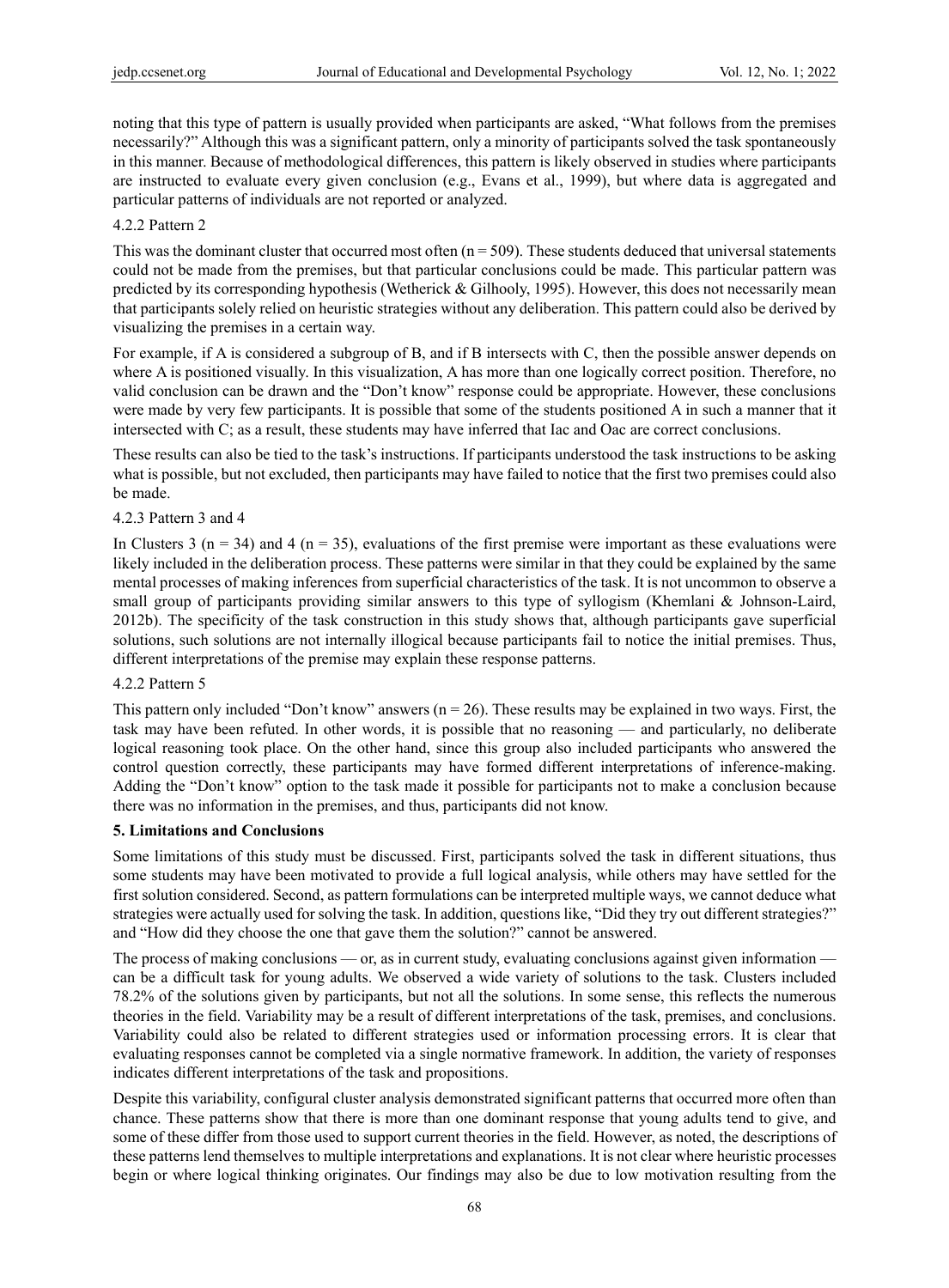noting that this type of pattern is usually provided when participants are asked, "What follows from the premises necessarily?" Although this was a significant pattern, only a minority of participants solved the task spontaneously in this manner. Because of methodological differences, this pattern is likely observed in studies where participants are instructed to evaluate every given conclusion (e.g., Evans et al., 1999), but where data is aggregated and particular patterns of individuals are not reported or analyzed.

#### 4.2.2 Pattern 2

This was the dominant cluster that occurred most often ($n = 509$). These students deduced that universal statements could not be made from the premises, but that particular conclusions could be made. This particular pattern was predicted by its corresponding hypothesis (Wetherick & Gilhooly, 1995). However, this does not necessarily mean that participants solely relied on heuristic strategies without any deliberation. This pattern could also be derived by visualizing the premises in a certain way.

For example, if A is considered a subgroup of B, and if B intersects with C, then the possible answer depends on where A is positioned visually. In this visualization, A has more than one logically correct position. Therefore, no valid conclusion can be drawn and the "Don't know" response could be appropriate. However, these conclusions were made by very few participants. It is possible that some of the students positioned A in such a manner that it intersected with C; as a result, these students may have inferred that Iac and Oac are correct conclusions.

These results can also be tied to the task's instructions. If participants understood the task instructions to be asking what is possible, but not excluded, then participants may have failed to notice that the first two premises could also be made.

#### 4.2.3 Pattern 3 and 4

In Clusters 3 ($n = 34$) and 4 ($n = 35$), evaluations of the first premise were important as these evaluations were likely included in the deliberation process. These patterns were similar in that they could be explained by the same mental processes of making inferences from superficial characteristics of the task. It is not uncommon to observe a small group of participants providing similar answers to this type of syllogism (Khemlani & Johnson-Laird, 2012b). The specificity of the task construction in this study shows that, although participants gave superficial solutions, such solutions are not internally illogical because participants fail to notice the initial premises. Thus, different interpretations of the premise may explain these response patterns.

#### 4.2.2 Pattern 5

This pattern only included "Don't know" answers ($n = 26$). These results may be explained in two ways. First, the task may have been refuted. In other words, it is possible that no reasoning — and particularly, no deliberate logical reasoning took place. On the other hand, since this group also included participants who answered the control question correctly, these participants may have formed different interpretations of inference-making. Adding the "Don't know" option to the task made it possible for participants not to make a conclusion because there was no information in the premises, and thus, participants did not know.

## 5. Limitations and Conclusions

Some limitations of this study must be discussed. First, participants solved the task in different situations, thus some students may have been motivated to provide a full logical analysis, while others may have settled for the first solution considered. Second, as pattern formulations can be interpreted multiple ways, we cannot deduce what strategies were actually used for solving the task. In addition, questions like, "Did they try out different strategies?" and "How did they choose the one that gave them the solution?" cannot be answered.

The process of making conclusions — or, as in current study, evaluating conclusions against given information — can be a difficult task for young adults. We observed a wide variety of solutions to the task. Clusters included 78.2% of the solutions given by participants, but not all the solutions. In some sense, this reflects the numerous theories in the field. Variability may be a result of different interpretations of the task, premises, and conclusions. Variability could also be related to different strategies used or information processing errors. It is clear that evaluating responses cannot be completed via a single normative framework. In addition, the variety of responses indicates different interpretations of the task and propositions.

Despite this variability, configural cluster analysis demonstrated significant patterns that occurred more often than chance. These patterns show that there is more than one dominant response that young adults tend to give, and some of these differ from those used to support current theories in the field. However, as noted, the descriptions of these patterns lend themselves to multiple interpretations and explanations. It is not clear where heuristic processes begin or where logical thinking originates. Our findings may also be due to low motivation resulting from the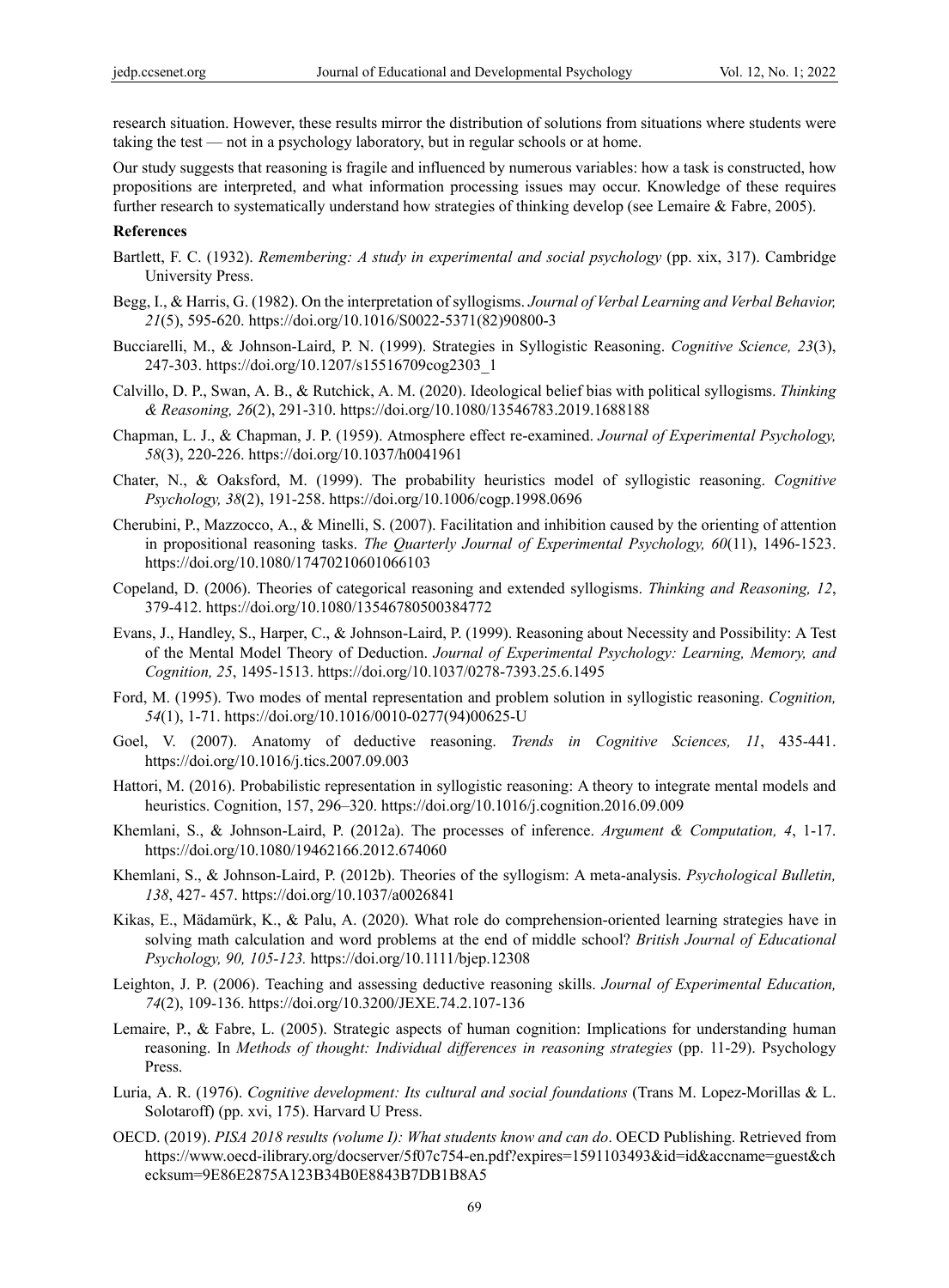research situation. However, these results mirror the distribution of solutions from situations where students were taking the test — not in a psychology laboratory, but in regular schools or at home.

Our study suggests that reasoning is fragile and influenced by numerous variables: how a task is constructed, how propositions are interpreted, and what information processing issues may occur. Knowledge of these requires further research to systematically understand how strategies of thinking develop (see Lemaire & Fabre, 2005).

**References**

Bartlett, F. C. (1932). *Remembering: A study in experimental and social psychology* (pp. xix, 317). Cambridge University Press.

Begg, I., & Harris, G. (1982). On the interpretation of syllogisms. *Journal of Verbal Learning and Verbal Behavior, 21*(5), 595-620. https://doi.org/10.1016/S0022-5371(82)90800-3

Bucciarelli, M., & Johnson-Laird, P. N. (1999). Strategies in Syllogistic Reasoning. *Cognitive Science, 23*(3), 247-303. https://doi.org/10.1207/s15516709cog2303_1

Calvillo, D. P., Swan, A. B., & Rutchick, A. M. (2020). Ideological belief bias with political syllogisms. *Thinking & Reasoning, 26*(2), 291-310. https://doi.org/10.1080/13546783.2019.1688188

Chapman, L. J., & Chapman, J. P. (1959). Atmosphere effect re-examined. *Journal of Experimental Psychology, 58*(3), 220-226. https://doi.org/10.1037/h0041961

Chater, N., & Oaksford, M. (1999). The probability heuristics model of syllogistic reasoning. *Cognitive Psychology, 38*(2), 191-258. https://doi.org/10.1006/cogp.1998.0696

Cherubini, P., Mazzocco, A., & Minelli, S. (2007). Facilitation and inhibition caused by the orienting of attention in propositional reasoning tasks. *The Quarterly Journal of Experimental Psychology, 60*(11), 1496-1523. https://doi.org/10.1080/17470210601066103

Copeland, D. (2006). Theories of categorical reasoning and extended syllogisms. *Thinking and Reasoning, 12*, 379-412. https://doi.org/10.1080/13546780500384772

Evans, J., Handley, S., Harper, C., & Johnson-Laird, P. (1999). Reasoning about Necessity and Possibility: A Test of the Mental Model Theory of Deduction. *Journal of Experimental Psychology: Learning, Memory, and Cognition, 25*, 1495-1513. https://doi.org/10.1037/0278-7393.25.6.1495

Ford, M. (1995). Two modes of mental representation and problem solution in syllogistic reasoning. *Cognition, 54*(1), 1-71. https://doi.org/10.1016/0010-0277(94)00625-U

Goel, V. (2007). Anatomy of deductive reasoning. *Trends in Cognitive Sciences, 11*, 435-441. https://doi.org/10.1016/j.tics.2007.09.003

Hattori, M. (2016). Probabilistic representation in syllogistic reasoning: A theory to integrate mental models and heuristics. Cognition, 157, 296–320. https://doi.org/10.1016/j.cognition.2016.09.009

Khemlani, S., & Johnson-Laird, P. (2012a). The processes of inference. *Argument & Computation, 4*, 1-17. https://doi.org/10.1080/19462166.2012.674060

Khemlani, S., & Johnson-Laird, P. (2012b). Theories of the syllogism: A meta-analysis. *Psychological Bulletin, 138*, 427- 457. https://doi.org/10.1037/a0026841

Kikas, E., Mädamürk, K., & Palu, A. (2020). What role do comprehension-oriented learning strategies have in solving math calculation and word problems at the end of middle school? *British Journal of Educational Psychology, 90, 105-123.* https://doi.org/10.1111/bjep.12308

Leighton, J. P. (2006). Teaching and assessing deductive reasoning skills. *Journal of Experimental Education, 74*(2), 109-136. https://doi.org/10.3200/JEXE.74.2.107-136

Lemaire, P., & Fabre, L. (2005). Strategic aspects of human cognition: Implications for understanding human reasoning. In *Methods of thought: Individual differences in reasoning strategies* (pp. 11-29). Psychology Press.

Luria, A. R. (1976). *Cognitive development: Its cultural and social foundations* (Trans M. Lopez-Morillas & L. Solotaroff) (pp. xvi, 175). Harvard U Press.

OECD. (2019). *PISA 2018 results (volume I): What students know and can do*. OECD Publishing. Retrieved from https://www.oecd-ilibrary.org/docserver/5f07c754-en.pdf?expires=1591103493&id=id&accname=guest&checksum=9E86E2875A123B34B0E8843B7DB1B8A5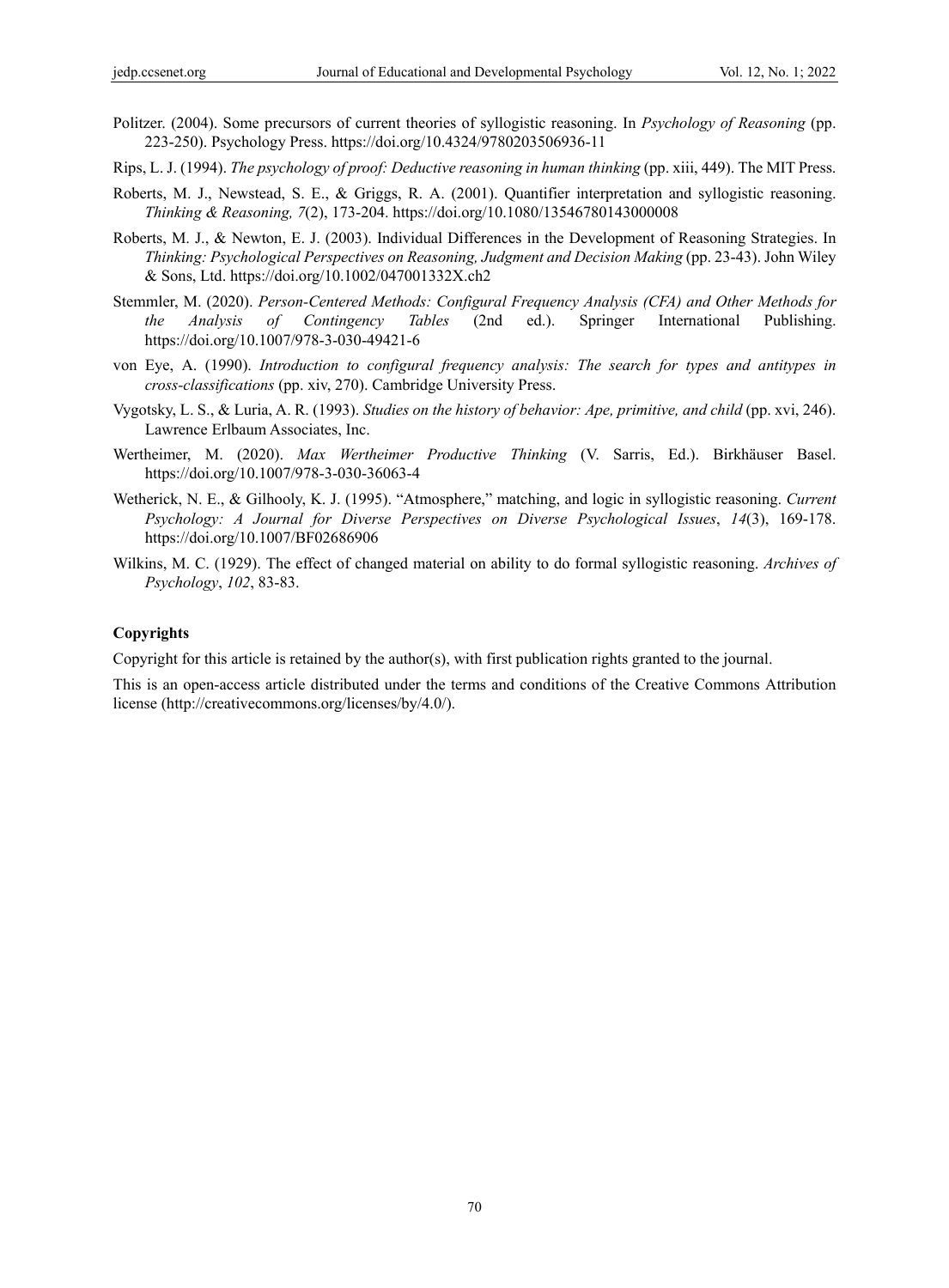Politzer. (2004). Some precursors of current theories of syllogistic reasoning. In *Psychology of Reasoning* (pp. 223-250). Psychology Press. https://doi.org/10.4324/9780203506936-11

Rips, L. J. (1994). *The psychology of proof: Deductive reasoning in human thinking* (pp. xiii, 449). The MIT Press.

Roberts, M. J., Newstead, S. E., & Griggs, R. A. (2001). Quantifier interpretation and syllogistic reasoning. *Thinking & Reasoning, 7*(2), 173-204. https://doi.org/10.1080/13546780143000008

Roberts, M. J., & Newton, E. J. (2003). Individual Differences in the Development of Reasoning Strategies. In *Thinking: Psychological Perspectives on Reasoning, Judgment and Decision Making* (pp. 23-43). John Wiley & Sons, Ltd. https://doi.org/10.1002/047001332X.ch2

Stemmler, M. (2020). *Person-Centered Methods: Configural Frequency Analysis (CFA) and Other Methods for the Analysis of Contingency Tables* (2nd ed.). Springer International Publishing. https://doi.org/10.1007/978-3-030-49421-6

von Eye, A. (1990). *Introduction to configural frequency analysis: The search for types and antitypes in cross-classifications* (pp. xiv, 270). Cambridge University Press.

Vygotsky, L. S., & Luria, A. R. (1993). *Studies on the history of behavior: Ape, primitive, and child* (pp. xvi, 246). Lawrence Erlbaum Associates, Inc.

Wertheimer, M. (2020). *Max Wertheimer Productive Thinking* (V. Sarris, Ed.). Birkhäuser Basel. https://doi.org/10.1007/978-3-030-36063-4

Wetherick, N. E., & Gilhooly, K. J. (1995). "Atmosphere," matching, and logic in syllogistic reasoning. *Current Psychology: A Journal for Diverse Perspectives on Diverse Psychological Issues*, *14*(3), 169-178. https://doi.org/10.1007/BF02686906

Wilkins, M. C. (1929). The effect of changed material on ability to do formal syllogistic reasoning. *Archives of Psychology*, *102*, 83-83.

**Copyrights**

Copyright for this article is retained by the author(s), with first publication rights granted to the journal.

This is an open-access article distributed under the terms and conditions of the Creative Commons Attribution license (http://creativecommons.org/licenses/by/4.0/).